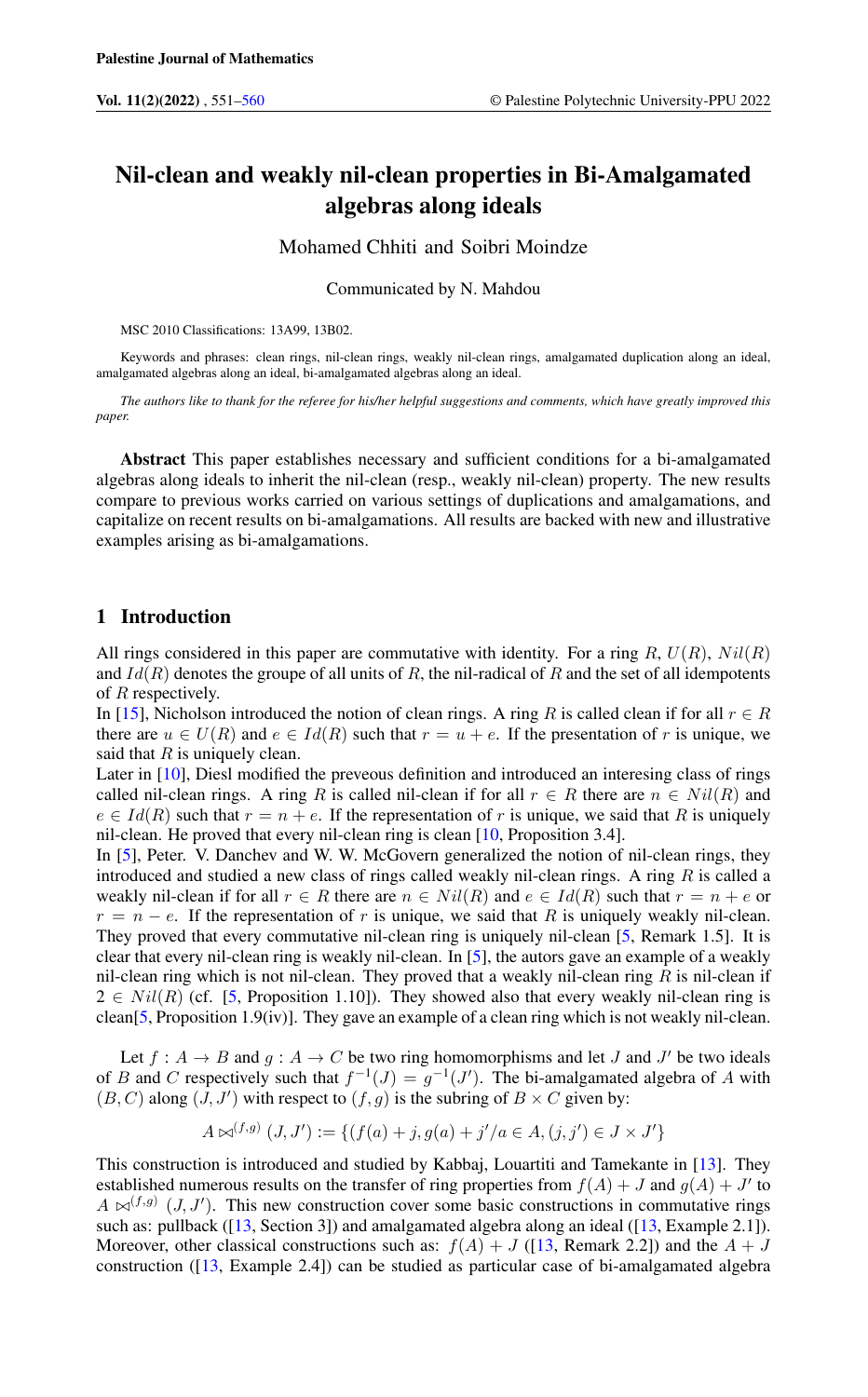# Nil-clean and weakly nil-clean properties in Bi-Amalgamated algebras along ideals

Mohamed Chhiti and Soibri Moindze

Communicated by N. Mahdou

MSC 2010 Classifications: 13A99, 13B02.

Keywords and phrases: clean rings, nil-clean rings, weakly nil-clean rings, amalgamated duplication along an ideal, amalgamated algebras along an ideal, bi-amalgamated algebras along an ideal.

*The authors like to thank for the referee for his/her helpful suggestions and comments, which have greatly improved this paper.*

**Abstract** This paper establishes necessary and sufficient conditions for a bi-amalgamated algebras along ideals to inherit the nil-clean (resp., weakly nil-clean) property. The new results compare to previous works carried on various settings of duplications and amalgamations, and capitalize on recent results on bi-amalgamations. All results are backed with new and illustrative examples arising as bi-amalgamations.

## 1 Introduction

All rings considered in this paper are commutative with identity. For a ring $R$, $U(R)$, $Nil(R)$ and $Id(R)$ denotes the groupe of all units of $R$, the nil-radical of $R$ and the set of all idempotents of $R$ respectively.

In [15], Nicholson introduced the notion of clean rings. A ring $R$ is called clean if for all $r \in R$ there are $u \in U(R)$ and $e \in Id(R)$ such that $r = u + e$. If the presentation of $r$ is unique, we said that $R$ is uniquely clean.

Later in [10], Diesl modified the preveous definition and introduced an interesing class of rings called nil-clean rings. A ring $R$ is called nil-clean if for all $r \in R$ there are $n \in Nil(R)$ and $e \in Id(R)$ such that $r = n + e$. If the representation of $r$ is unique, we said that $R$ is uniquely nil-clean. He proved that every nil-clean ring is clean [10, Proposition 3.4].

In [5], Peter. V. Danchev and W. W. McGovern generalized the notion of nil-clean rings, they introduced and studied a new class of rings called weakly nil-clean rings. A ring $R$ is called a weakly nil-clean if for all $r \in R$ there are $n \in Nil(R)$ and $e \in Id(R)$ such that $r = n + e$ or $r = n - e$. If the representation of $r$ is unique, we said that $R$ is uniquely weakly nil-clean. They proved that every commutative nil-clean ring is uniquely nil-clean [5, Remark 1.5]. It is clear that every nil-clean ring is weakly nil-clean. In [5], the autors gave an example of a weakly nil-clean ring which is not nil-clean. They proved that a weakly nil-clean ring $R$ is nil-clean if $2 \in Nil(R)$ (cf. [5, Proposition 1.10]). They showed also that every weakly nil-clean ring is clean[5, Proposition 1.9(iv)]. They gave an example of a clean ring which is not weakly nil-clean.

Let $f : A \to B$ and $g : A \to C$ be two ring homomorphisms and let $J$ and $J'$ be two ideals of $B$ and $C$ respectively such that $f^{-1}(J) = g^{-1}(J')$. The bi-amalgamated algebra of $A$ with $(B, C)$ along $(J, J')$ with respect to $(f, g)$ is the subring of $B \times C$ given by:

$$A \bowtie^{(f,g)} (J, J') := \{(f(a) + j, g(a) + j'/a \in A, (j, j') \in J \times J'\}$$

This construction is introduced and studied by Kabbaj, Louartiti and Tamekante in [13]. They established numerous results on the transfer of ring properties from $f(A) + J$ and $g(A) + J'$ to $A \bowtie^{(f,g)} (J, J')$. This new construction cover some basic constructions in commutative rings such as: pullback ([13, Section 3]) and amalgamated algebra along an ideal ([13, Example 2.1]). Moreover, other classical constructions such as: $f(A) + J$ ([13, Remark 2.2]) and the $A + J$ construction ([13, Example 2.4]) can be studied as particular case of bi-amalgamated algebra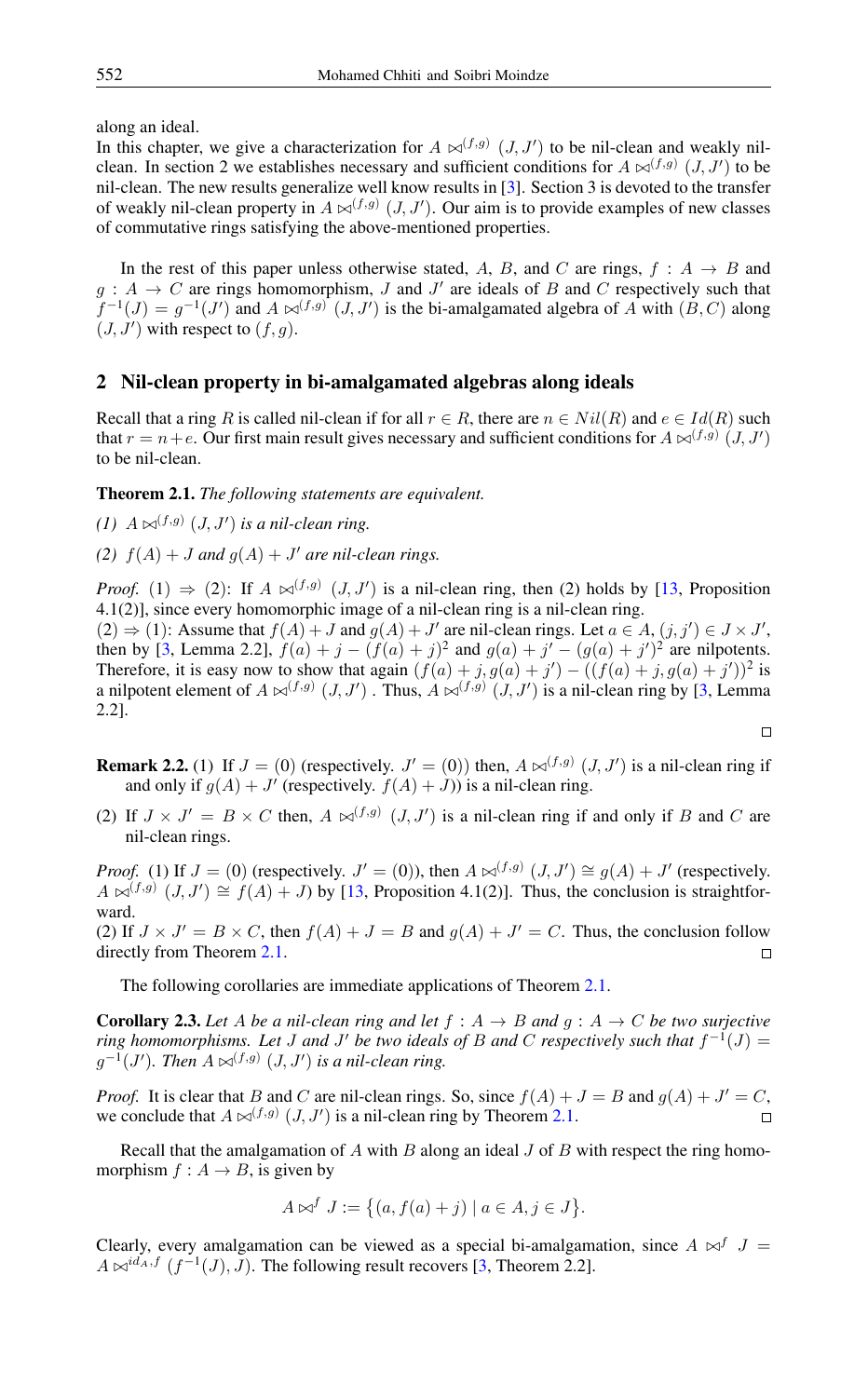along an ideal.
In this chapter, we give a characterization for $A \bowtie^{(f,g)} (J, J')$ to be nil-clean and weakly nil-clean. In section 2 we establishes necessary and sufficient conditions for $A \bowtie^{(f,g)} (J, J')$ to be nil-clean. The new results generalize well know results in [3]. Section 3 is devoted to the transfer of weakly nil-clean property in $A \bowtie^{(f,g)} (J, J')$. Our aim is to provide examples of new classes of commutative rings satisfying the above-mentioned properties.

In the rest of this paper unless otherwise stated, $A$, $B$, and $C$ are rings, $f : A \to B$ and $g : A \to C$ are rings homomorphism, $J$ and $J'$ are ideals of $B$ and $C$ respectively such that $f^{-1}(J) = g^{-1}(J')$ and $A \bowtie^{(f,g)} (J, J')$ is the bi-amalgamated algebra of $A$ with $(B, C)$ along $(J, J')$ with respect to $(f, g)$.

## 2 Nil-clean property in bi-amalgamated algebras along ideals

Recall that a ring $R$ is called nil-clean if for all $r \in R$, there are $n \in Nil(R)$ and $e \in Id(R)$ such that $r = n + e$. Our first main result gives necessary and sufficient conditions for $A \bowtie^{(f,g)} (J, J')$ to be nil-clean.

**Theorem 2.1.** *The following statements are equivalent.*

*(1)* $A \bowtie^{(f,g)} (J, J')$ *is a nil-clean ring.*

*(2)* $f(A) + J$ *and* $g(A) + J'$ *are nil-clean rings.*

*Proof.* (1) $\Rightarrow$ (2): If $A \bowtie^{(f,g)} (J, J')$ is a nil-clean ring, then (2) holds by [13, Proposition 4.1(2)], since every homomorphic image of a nil-clean ring is a nil-clean ring.
(2) $\Rightarrow$ (1): Assume that $f(A) + J$ and $g(A) + J'$ are nil-clean rings. Let $a \in A$, $(j, j') \in J \times J'$, then by [3, Lemma 2.2], $f(a) + j - (f(a) + j)^2$ and $g(a) + j' - (g(a) + j')^2$ are nilpotents. Therefore, it is easy now to show that again $(f(a) + j, g(a) + j') - ((f(a) + j, g(a) + j'))^2$ is a nilpotent element of $A \bowtie^{(f,g)} (J, J')$ . Thus, $A \bowtie^{(f,g)} (J, J')$ is a nil-clean ring by [3, Lemma 2.2].
□

**Remark 2.2.** (1) If $J = (0)$ (respectively. $J' = (0)$) then, $A \bowtie^{(f,g)} (J, J')$ is a nil-clean ring if and only if $g(A) + J'$ (respectively. $f(A) + J$)) is a nil-clean ring.

(2) If $J \times J' = B \times C$ then, $A \bowtie^{(f,g)} (J, J')$ is a nil-clean ring if and only if $B$ and $C$ are nil-clean rings.

*Proof.* (1) If $J = (0)$ (respectively. $J' = (0)$), then $A \bowtie^{(f,g)} (J, J') \cong g(A) + J'$ (respectively. $A \bowtie^{(f,g)} (J, J') \cong f(A) + J$) by [13, Proposition 4.1(2)]. Thus, the conclusion is straightforward.
(2) If $J \times J' = B \times C$, then $f(A) + J = B$ and $g(A) + J' = C$. Thus, the conclusion follow directly from Theorem 2.1. □

The following corollaries are immediate applications of Theorem 2.1.

**Corollary 2.3.** *Let $A$ be a nil-clean ring and let $f : A \to B$ and $g : A \to C$ be two surjective ring homomorphisms. Let $J$ and $J'$ be two ideals of $B$ and $C$ respectively such that $f^{-1}(J) = g^{-1}(J')$. Then $A \bowtie^{(f,g)} (J, J')$ is a nil-clean ring.*

*Proof.* It is clear that $B$ and $C$ are nil-clean rings. So, since $f(A) + J = B$ and $g(A) + J' = C$, we conclude that $A \bowtie^{(f,g)} (J, J')$ is a nil-clean ring by Theorem 2.1. □

Recall that the amalgamation of $A$ with $B$ along an ideal $J$ of $B$ with respect the ring homomorphism $f : A \to B$, is given by

$$A \bowtie^f J := \{(a, f(a) + j) \mid a \in A, j \in J\}.$$

Clearly, every amalgamation can be viewed as a special bi-amalgamation, since $A \bowtie^f J = A \bowtie^{id_A, f} (f^{-1}(J), J)$. The following result recovers [3, Theorem 2.2].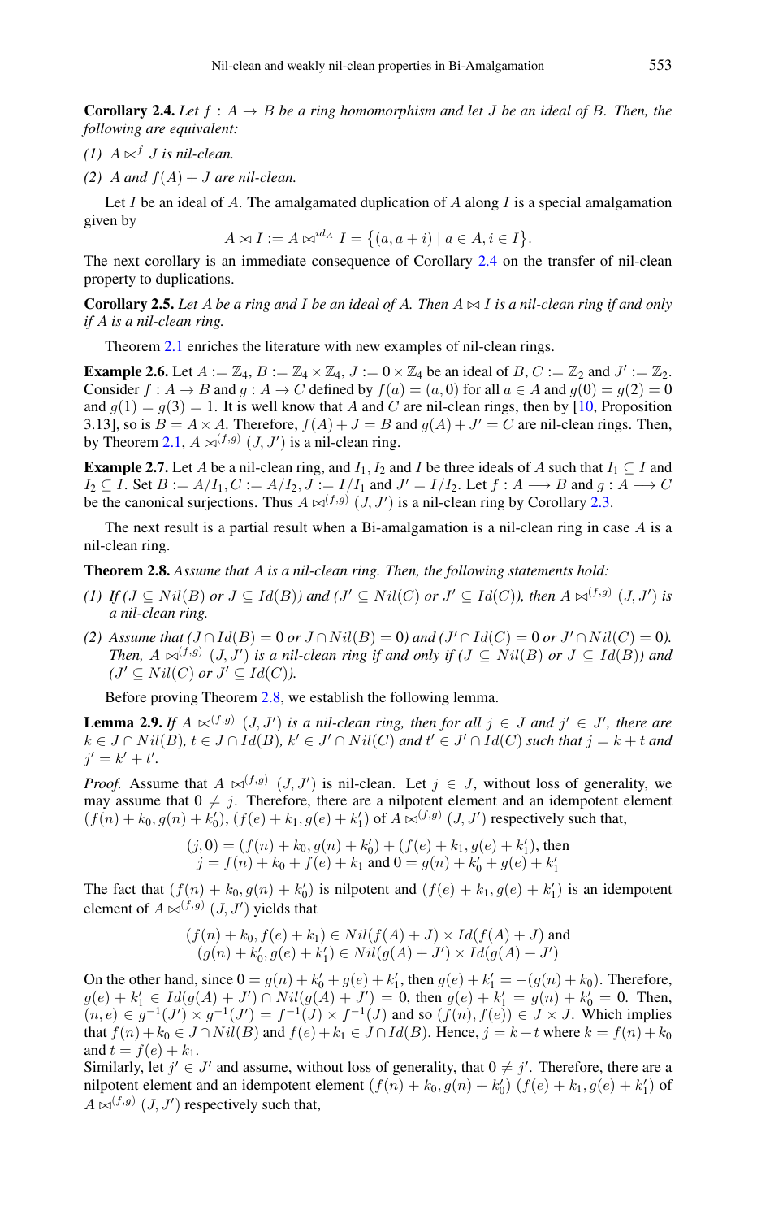**Corollary 2.4.** *Let $f : A \to B$ be a ring homomorphism and let $J$ be an ideal of $B$. Then, the following are equivalent:*

*(1) $A \bowtie^f J$ is nil-clean.*

*(2) $A$ and $f(A) + J$ are nil-clean.*

Let $I$ be an ideal of $A$. The amalgamated duplication of $A$ along $I$ is a special amalgamation given by

$$A \bowtie I := A \bowtie^{id_A} I = \{(a, a+i) \mid a \in A, i \in I\}.$$

The next corollary is an immediate consequence of Corollary 2.4 on the transfer of nil-clean property to duplications.

**Corollary 2.5.** *Let $A$ be a ring and $I$ be an ideal of $A$. Then $A \bowtie I$ is a nil-clean ring if and only if $A$ is a nil-clean ring.*

Theorem 2.1 enriches the literature with new examples of nil-clean rings.

**Example 2.6.** Let $A := \mathbb{Z}_4$, $B := \mathbb{Z}_4 \times \mathbb{Z}_4$, $J := 0 \times \mathbb{Z}_4$ be an ideal of $B$, $C := \mathbb{Z}_2$ and $J' := \mathbb{Z}_2$. Consider $f : A \to B$ and $g : A \to C$ defined by $f(a) = (a, 0)$ for all $a \in A$ and $g(0) = g(2) = 0$ and $g(1) = g(3) = 1$. It is well know that $A$ and $C$ are nil-clean rings, then by [10, Proposition 3.13], so is $B = A \times A$. Therefore, $f(A) + J = B$ and $g(A) + J' = C$ are nil-clean rings. Then, by Theorem 2.1, $A \bowtie^{(f,g)} (J, J')$ is a nil-clean ring.

**Example 2.7.** Let $A$ be a nil-clean ring, and $I_1, I_2$ and $I$ be three ideals of $A$ such that $I_1 \subseteq I$ and $I_2 \subseteq I$. Set $B := A/I_1, C := A/I_2, J := I/I_1$ and $J' = I/I_2$. Let $f : A \longrightarrow B$ and $g : A \longrightarrow C$ be the canonical surjections. Thus $A \bowtie^{(f,g)} (J, J')$ is a nil-clean ring by Corollary 2.3.

The next result is a partial result when a Bi-amalgamation is a nil-clean ring in case $A$ is a nil-clean ring.

**Theorem 2.8.** *Assume that $A$ is a nil-clean ring. Then, the following statements hold:*

*(1) If ($J \subseteq Nil(B)$ or $J \subseteq Id(B)$) and ($J' \subseteq Nil(C)$ or $J' \subseteq Id(C)$), then $A \bowtie^{(f,g)} (J, J')$ is a nil-clean ring.*

*(2) Assume that ($J \cap Id(B) = 0$ or $J \cap Nil(B) = 0$) and ($J' \cap Id(C) = 0$ or $J' \cap Nil(C) = 0$). Then, $A \bowtie^{(f,g)} (J, J')$ is a nil-clean ring if and only if ($J \subseteq Nil(B)$ or $J \subseteq Id(B)$) and ($J' \subseteq Nil(C)$ or $J' \subseteq Id(C)$).*

Before proving Theorem 2.8, we establish the following lemma.

**Lemma 2.9.** *If $A \bowtie^{(f,g)} (J, J')$ is a nil-clean ring, then for all $j \in J$ and $j' \in J'$, there are $k \in J \cap Nil(B)$, $t \in J \cap Id(B)$, $k' \in J' \cap Nil(C)$ and $t' \in J' \cap Id(C)$ such that $j = k + t$ and $j' = k' + t'$.*

*Proof.* Assume that $A \bowtie^{(f,g)} (J, J')$ is nil-clean. Let $j \in J$, without loss of generality, we may assume that $0 \neq j$. Therefore, there are a nilpotent element and an idempotent element $(f(n) + k_0, g(n) + k'_0)$, $(f(e) + k_1, g(e) + k'_1)$ of $A \bowtie^{(f,g)} (J, J')$ respectively such that,

$$(j, 0) = (f(n) + k_0, g(n) + k'_0) + (f(e) + k_1, g(e) + k'_1), \text{ then}$$
$$j = f(n) + k_0 + f(e) + k_1 \text{ and } 0 = g(n) + k'_0 + g(e) + k'_1$$

The fact that $(f(n) + k_0, g(n) + k'_0)$ is nilpotent and $(f(e) + k_1, g(e) + k'_1)$ is an idempotent element of $A \bowtie^{(f,g)} (J, J')$ yields that

$$(f(n) + k_0, f(e) + k_1) \in Nil(f(A) + J) \times Id(f(A) + J) \text{ and}$$
$$(g(n) + k'_0, g(e) + k'_1) \in Nil(g(A) + J') \times Id(g(A) + J')$$

On the other hand, since $0 = g(n) + k'_0 + g(e) + k'_1$, then $g(e) + k'_1 = -(g(n) + k_0)$. Therefore, $g(e) + k'_1 \in Id(g(A) + J') \cap Nil(g(A) + J') = 0$, then $g(e) + k'_1 = g(n) + k'_0 = 0$. Then, $(n, e) \in g^{-1}(J') \times g^{-1}(J') = f^{-1}(J) \times f^{-1}(J)$ and so $(f(n), f(e)) \in J \times J$. Which implies that $f(n) + k_0 \in J \cap Nil(B)$ and $f(e) + k_1 \in J \cap Id(B)$. Hence, $j = k + t$ where $k = f(n) + k_0$ and $t = f(e) + k_1$.

Similarly, let $j' \in J'$ and assume, without loss of generality, that $0 \neq j'$. Therefore, there are a nilpotent element and an idempotent element $(f(n) + k_0, g(n) + k'_0)$ $(f(e) + k_1, g(e) + k'_1)$ of $A \bowtie^{(f,g)} (J, J')$ respectively such that,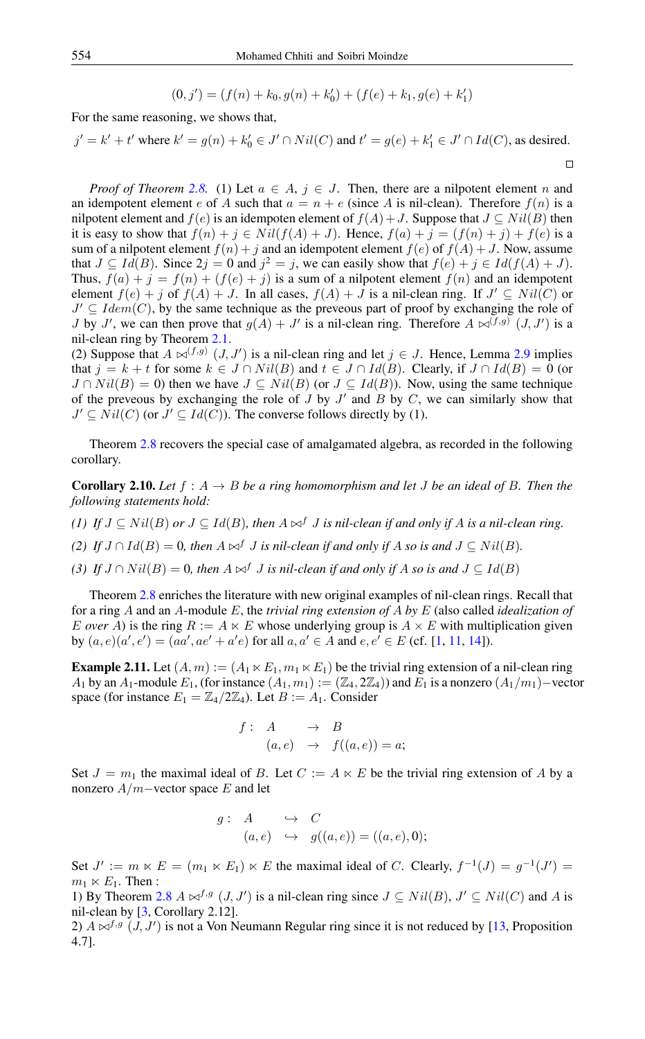$$(0, j') = (f(n) + k_0, g(n) + k'_0) + (f(e) + k_1, g(e) + k'_1)$$

For the same reasoning, we shows that,

$j' = k' + t'$ where $k' = g(n) + k'_0 \in J' \cap Nil(C)$ and $t' = g(e) + k'_1 \in J' \cap Id(C)$, as desired.

□

*Proof of Theorem 2.8.* (1) Let $a \in A$, $j \in J$. Then, there are a nilpotent element $n$ and an idempotent element $e$ of $A$ such that $a = n + e$ (since $A$ is nil-clean). Therefore $f(n)$ is a nilpotent element and $f(e)$ is an idempoten element of $f(A) + J$. Suppose that $J \subseteq Nil(B)$ then it is easy to show that $f(n) + j \in Nil(f(A) + J)$. Hence, $f(a) + j = (f(n) + j) + f(e)$ is a sum of a nilpotent element $f(n) + j$ and an idempotent element $f(e)$ of $f(A) + J$. Now, assume that $J \subseteq Id(B)$. Since $2j = 0$ and $j^2 = j$, we can easily show that $f(e) + j \in Id(f(A) + J)$. Thus, $f(a) + j = f(n) + (f(e) + j)$ is a sum of a nilpotent element $f(n)$ and an idempotent element $f(e) + j$ of $f(A) + J$. In all cases, $f(A) + J$ is a nil-clean ring. If $J' \subseteq Nil(C)$ or $J' \subseteq Idem(C)$, by the same technique as the preveous part of proof by exchanging the role of $J$ by $J'$, we can then prove that $g(A) + J'$ is a nil-clean ring. Therefore $A \bowtie^{(f,g)} (J, J')$ is a nil-clean ring by Theorem 2.1.

(2) Suppose that $A \bowtie^{(f,g)} (J, J')$ is a nil-clean ring and let $j \in J$. Hence, Lemma 2.9 implies that $j = k + t$ for some $k \in J \cap Nil(B)$ and $t \in J \cap Id(B)$. Clearly, if $J \cap Id(B) = 0$ (or $J \cap Nil(B) = 0$) then we have $J \subseteq Nil(B)$ (or $J \subseteq Id(B)$). Now, using the same technique of the preveous by exchanging the role of $J$ by $J'$ and $B$ by $C$, we can similarly show that $J' \subseteq Nil(C)$ (or $J' \subseteq Id(C)$). The converse follows directly by (1).

Theorem 2.8 recovers the special case of amalgamated algebra, as recorded in the following corollary.

**Corollary 2.10.** *Let $f : A \to B$ be a ring homomorphism and let $J$ be an ideal of $B$. Then the following statements hold:*

*(1) If $J \subseteq Nil(B)$ or $J \subseteq Id(B)$, then $A \bowtie^f J$ is nil-clean if and only if $A$ is a nil-clean ring.*

*(2) If $J \cap Id(B) = 0$, then $A \bowtie^f J$ is nil-clean if and only if $A$ so is and $J \subseteq Nil(B)$.*

*(3) If $J \cap Nil(B) = 0$, then $A \bowtie^f J$ is nil-clean if and only if $A$ so is and $J \subseteq Id(B)$*

Theorem 2.8 enriches the literature with new original examples of nil-clean rings. Recall that for a ring $A$ and an $A$-module $E$, the *trivial ring extension of $A$ by $E$* (also called *idealization of $E$ over $A$*) is the ring $R := A \ltimes E$ whose underlying group is $A \times E$ with multiplication given by $(a, e)(a', e') = (aa', ae' + a'e)$ for all $a, a' \in A$ and $e, e' \in E$ (cf. [1, 11, 14]).

**Example 2.11.** Let $(A, m) := (A_1 \ltimes E_1, m_1 \ltimes E_1)$ be the trivial ring extension of a nil-clean ring $A_1$ by an $A_1$-module $E_1$, (for instance $(A_1, m_1) := (\mathbb{Z}_4, 2\mathbb{Z}_4)$) and $E_1$ is a nonzero $(A_1/m_1)-$vector space (for instance $E_1 = \mathbb{Z}_4/2\mathbb{Z}_4$). Let $B := A_1$. Consider

$$\begin{array}{rccl} f: & A & \to & B \\ & (a, e) & \to & f((a, e)) = a; \end{array}$$

Set $J = m_1$ the maximal ideal of $B$. Let $C := A \ltimes E$ be the trivial ring extension of $A$ by a nonzero $A/m-$vector space $E$ and let

$$\begin{array}{rccl} g: & A & \hookrightarrow & C \\ & (a, e) & \hookrightarrow & g((a, e)) = ((a, e), 0); \end{array}$$

Set $J' := m \ltimes E = (m_1 \ltimes E_1) \ltimes E$ the maximal ideal of $C$. Clearly, $f^{-1}(J) = g^{-1}(J') = m_1 \ltimes E_1$. Then :

1) By Theorem 2.8 $A \bowtie^{f,g} (J, J')$ is a nil-clean ring since $J \subseteq Nil(B)$, $J' \subseteq Nil(C)$ and $A$ is nil-clean by [3, Corollary 2.12].

2) $A \bowtie^{f,g} (J, J')$ is not a Von Neumann Regular ring since it is not reduced by [13, Proposition 4.7].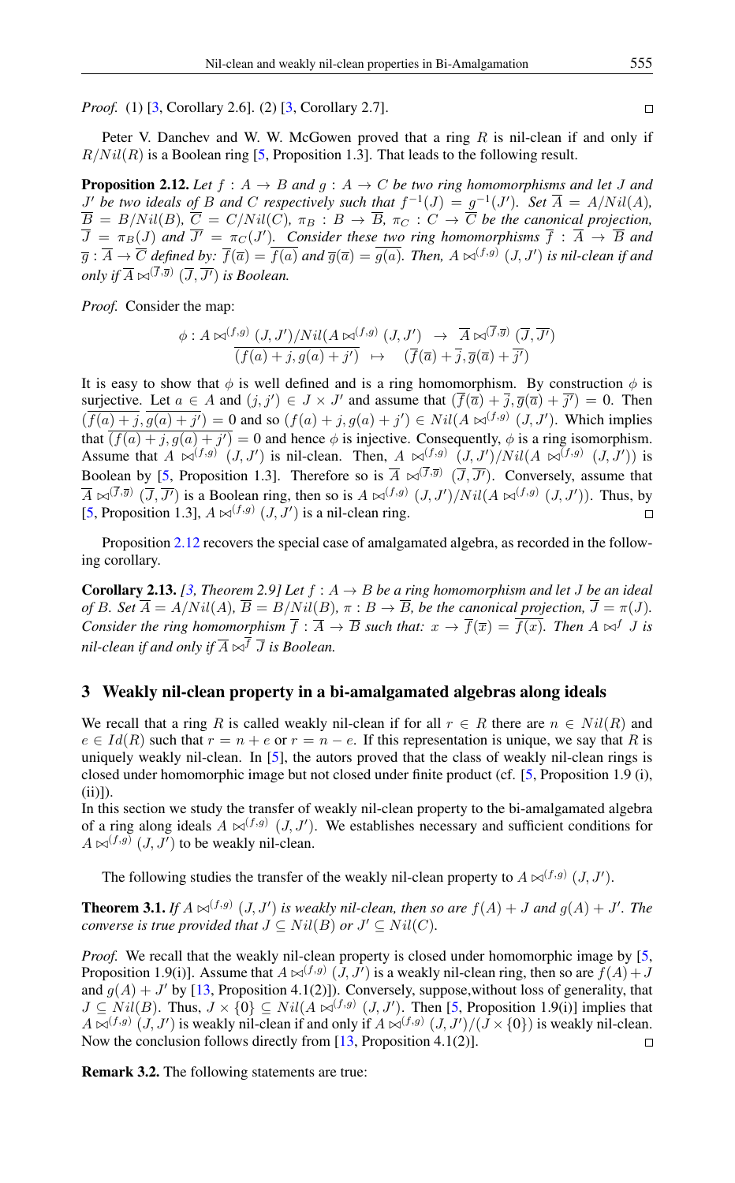*Proof.* (1) [3, Corollary 2.6]. (2) [3, Corollary 2.7]. $\square$

Peter V. Danchev and W. W. McGowen proved that a ring $R$ is nil-clean if and only if $R/Nil(R)$ is a Boolean ring [5, Proposition 1.3]. That leads to the following result.

**Proposition 2.12.** *Let $f : A \to B$ and $g : A \to C$ be two ring homomorphisms and let $J$ and $J'$ be two ideals of $B$ and $C$ respectively such that $f^{-1}(J) = g^{-1}(J')$. Set $\overline{A} = A/Nil(A)$, $\overline{B} = B/Nil(B)$, $\overline{C} = C/Nil(C)$, $\pi_B : B \to \overline{B}$, $\pi_C : C \to \overline{C}$ be the canonical projection, $\overline{J} = \pi_B(J)$ and $\overline{J'} = \pi_C(J')$. Consider these two ring homomorphisms $\overline{f} : \overline{A} \to \overline{B}$ and $\overline{g} : \overline{A} \to \overline{C}$ defined by: $\overline{f}(\overline{a}) = \overline{f(a)}$ and $\overline{g}(\overline{a}) = \overline{g(a)}$. Then, $A \bowtie^{(f,g)} (J, J')$ is nil-clean if and only if $\overline{A} \bowtie^{(\overline{f},\overline{g})} (\overline{J}, \overline{J'})$ is Boolean.*

*Proof.* Consider the map:

$$\begin{array}{rcl} \phi : A \bowtie^{(f,g)} (J, J')/Nil(A \bowtie^{(f,g)} (J, J')) & \to & \overline{A} \bowtie^{(\overline{f},\overline{g})} (\overline{J}, \overline{J'}) \\ \overline{(f(a) + j, g(a) + j')} & \mapsto & (\overline{f}(\overline{a}) + \overline{j}, \overline{g}(\overline{a}) + \overline{j'}) \end{array}$$

It is easy to show that $\phi$ is well defined and is a ring homomorphism. By construction $\phi$ is surjective. Let $a \in A$ and $(j, j') \in J \times J'$ and assume that $(\overline{f}(\overline{a}) + \overline{j}, \overline{g}(\overline{a}) + \overline{j'}) = 0$. Then $(\overline{f(a) + j}, \overline{g(a) + j'}) = 0$ and so $(f(a) + j, g(a) + j') \in Nil(A \bowtie^{(f,g)} (J, J'))$. Which implies that $\overline{(f(a) + j, g(a) + j')} = 0$ and hence $\phi$ is injective. Consequently, $\phi$ is a ring isomorphism. Assume that $A \bowtie^{(f,g)} (J, J')$ is nil-clean. Then, $A \bowtie^{(f,g)} (J, J')/Nil(A \bowtie^{(f,g)} (J, J'))$ is Boolean by [5, Proposition 1.3]. Therefore so is $\overline{A} \bowtie^{(\overline{f},\overline{g})} (\overline{J}, \overline{J'})$. Conversely, assume that $\overline{A} \bowtie^{(\overline{f},\overline{g})} (\overline{J}, \overline{J'})$ is a Boolean ring, then so are $A \bowtie^{(f,g)} (J, J')/Nil(A \bowtie^{(f,g)} (J, J'))$. Thus, by [5, Proposition 1.3], $A \bowtie^{(f,g)} (J, J')$ is a nil-clean ring. $\square$

Proposition 2.12 recovers the special case of amalgamated algebra, as recorded in the following corollary.

**Corollary 2.13.** *[3, Theorem 2.9] Let $f : A \to B$ be a ring homomorphism and let $J$ be an ideal of $B$. Set $\overline{A} = A/Nil(A)$, $\overline{B} = B/Nil(B)$, $\pi : B \to \overline{B}$, be the canonical projection, $\overline{J} = \pi(J)$. Consider the ring homomorphism $\overline{f} : \overline{A} \to \overline{B}$ such that: $x \to \overline{f}(\overline{x}) = \overline{f(x)}$. Then $A \bowtie^f J$ is nil-clean if and only if $\overline{A} \bowtie^{\overline{f}} \overline{J}$ is Boolean.*

## 3 Weakly nil-clean property in a bi-amalgamated algebras along ideals

We recall that a ring $R$ is called weakly nil-clean if for all $r \in R$ there are $n \in Nil(R)$ and $e \in Id(R)$ such that $r = n + e$ or $r = n - e$. If this representation is unique, we say that $R$ is uniquely weakly nil-clean. In [5], the autors proved that the class of weakly nil-clean rings is closed under homomorphic image but not closed under finite product (cf. [5, Proposition 1.9 (i), (ii)]).
In this section we study the transfer of weakly nil-clean property to the bi-amalgamated algebra of a ring along ideals $A \bowtie^{(f,g)} (J, J')$. We establishes necessary and sufficient conditions for $A \bowtie^{(f,g)} (J, J')$ to be weakly nil-clean.

The following studies the transfer of the weakly nil-clean property to $A \bowtie^{(f,g)} (J, J')$.

**Theorem 3.1.** *If $A \bowtie^{(f,g)} (J, J')$ is weakly nil-clean, then so are $f(A) + J$ and $g(A) + J'$. The converse is true provided that $J \subseteq Nil(B)$ or $J' \subseteq Nil(C)$.*

*Proof.* We recall that the weakly nil-clean property is closed under homomorphic image by [5, Proposition 1.9(i)]. Assume that $A \bowtie^{(f,g)} (J, J')$ is a weakly nil-clean ring, then so are $f(A) + J$ and $g(A) + J'$ by [13, Proposition 4.1(2)]). Conversely, suppose,without loss of generality, that $J \subseteq Nil(B)$. Thus, $J \times \{0\} \subseteq Nil(A \bowtie^{(f,g)} (J, J')$. Then [5, Proposition 1.9(i)] implies that $A \bowtie^{(f,g)} (J, J')$ is weakly nil-clean if and only if $A \bowtie^{(f,g)} (J, J')/(J \times \{0\})$ is weakly nil-clean. Now the conclusion follows directly from [13, Proposition 4.1(2)]. $\square$

**Remark 3.2.** The following statements are true: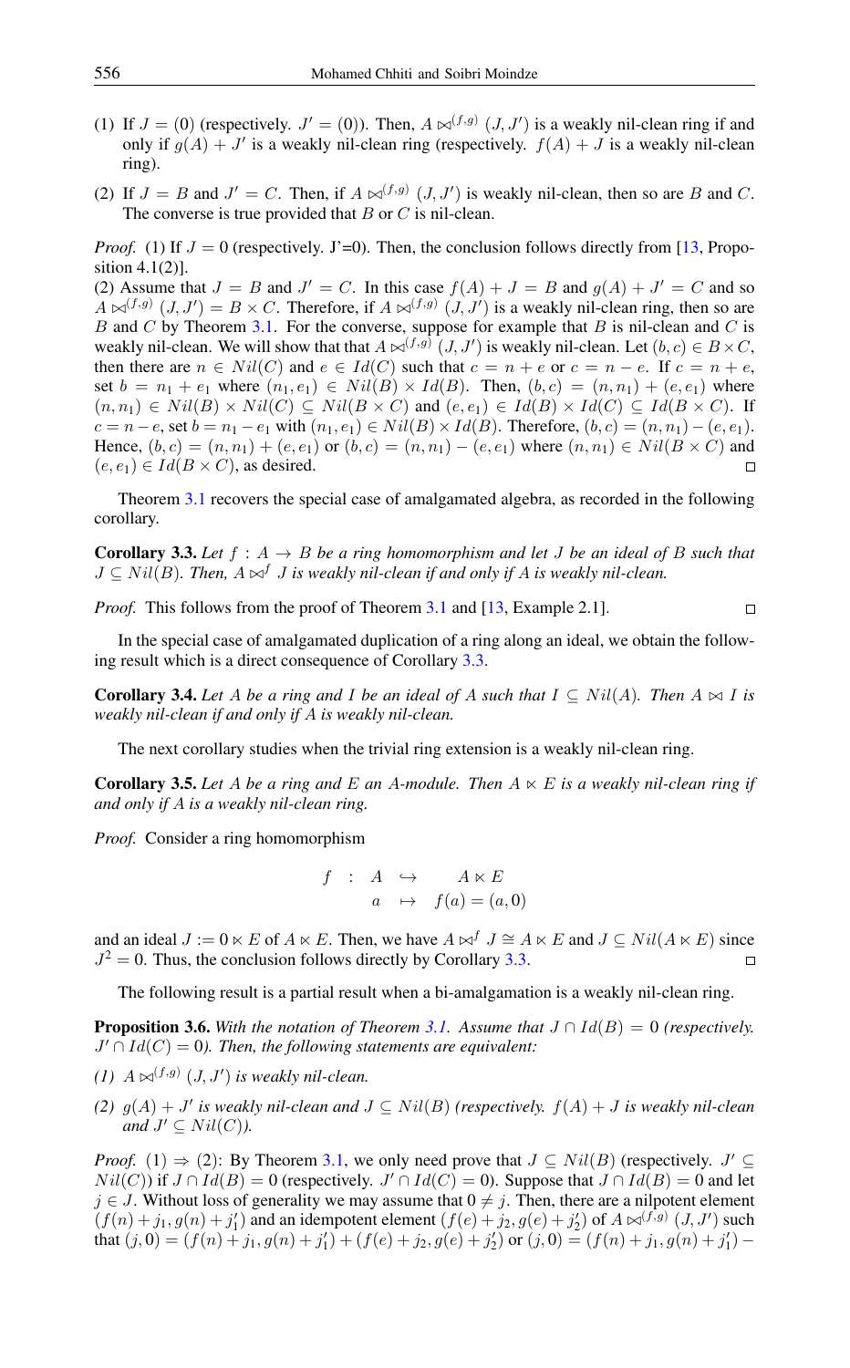(1) If $J = (0)$ (respectively. $J' = (0)$). Then, $A \bowtie^{(f,g)} (J, J')$ is a weakly nil-clean ring if and only if $g(A) + J'$ is a weakly nil-clean ring (respectively. $f(A) + J$ is a weakly nil-clean ring).

(2) If $J = B$ and $J' = C$. Then, if $A \bowtie^{(f,g)} (J, J')$ is weakly nil-clean, then so are $B$ and $C$. The converse is true provided that $B$ or $C$ is nil-clean.

*Proof.* (1) If $J = 0$ (respectively. J'=0). Then, the conclusion follows directly from [13, Proposition 4.1(2)].
(2) Assume that $J = B$ and $J' = C$. In this case $f(A) + J = B$ and $g(A) + J' = C$ and so $A \bowtie^{(f,g)} (J, J') = B \times C$. Therefore, if $A \bowtie^{(f,g)} (J, J')$ is a weakly nil-clean ring, then so are $B$ and $C$ by Theorem 3.1. For the converse, suppose for example that $B$ is nil-clean and $C$ is weakly nil-clean. We will show that that $A \bowtie^{(f,g)} (J, J')$ is weakly nil-clean. Let $(b, c) \in B \times C$, then there are $n \in Nil(C)$ and $e \in Id(C)$ such that $c = n + e$ or $c = n - e$. If $c = n + e$, set $b = n_1 + e_1$ where $(n_1, e_1) \in Nil(B) \times Id(B)$. Then, $(b, c) = (n, n_1) + (e, e_1)$ where $(n, n_1) \in Nil(B) \times Nil(C) \subseteq Nil(B \times C)$ and $(e, e_1) \in Id(B) \times Id(C) \subseteq Id(B \times C)$. If $c = n - e$, set $b = n_1 - e_1$ with $(n_1, e_1) \in Nil(B) \times Id(B)$. Therefore, $(b, c) = (n, n_1) - (e, e_1)$. Hence, $(b, c) = (n, n_1) + (e, e_1)$ or $(b, c) = (n, n_1) - (e, e_1)$ where $(n, n_1) \in Nil(B \times C)$ and $(e, e_1) \in Id(B \times C)$, as desired. □

Theorem 3.1 recovers the special case of amalgamated algebra, as recorded in the following corollary.

**Corollary 3.3.** *Let $f : A \to B$ be a ring homomorphism and let $J$ be an ideal of $B$ such that $J \subseteq Nil(B)$. Then, $A \bowtie^f J$ is weakly nil-clean if and only if $A$ is weakly nil-clean.*

*Proof.* This follows from the proof of Theorem 3.1 and [13, Example 2.1]. □

In the special case of amalgamated duplication of a ring along an ideal, we obtain the following result which is a direct consequence of Corollary 3.3.

**Corollary 3.4.** *Let $A$ be a ring and $I$ be an ideal of $A$ such that $I \subseteq Nil(A)$. Then $A \bowtie I$ is weakly nil-clean if and only if $A$ is weakly nil-clean.*

The next corollary studies when the trivial ring extension is a weakly nil-clean ring.

**Corollary 3.5.** *Let $A$ be a ring and $E$ an $A$-module. Then $A \ltimes E$ is a weakly nil-clean ring if and only if $A$ is a weakly nil-clean ring.*

*Proof.* Consider a ring homomorphism

$$\begin{array}{rcll} f & : & A & \hookrightarrow & A \ltimes E \\ & & a & \mapsto & f(a) = (a, 0) \end{array}$$

and an ideal $J := 0 \ltimes E$ of $A \ltimes E$. Then, we have $A \bowtie^f J \cong A \ltimes E$ and $J \subseteq Nil(A \ltimes E)$ since $J^2 = 0$. Thus, the conclusion follows directly by Corollary 3.3. □

The following result is a partial result when a bi-amalgamation is a weakly nil-clean ring.

**Proposition 3.6.** *With the notation of Theorem 3.1. Assume that $J \cap Id(B) = 0$ (respectively. $J' \cap Id(C) = 0$). Then, the following statements are equivalent:*

*(1) $A \bowtie^{(f,g)} (J, J')$ is weakly nil-clean.*

*(2) $g(A) + J'$ is weakly nil-clean and $J \subseteq Nil(B)$ (respectively. $f(A) + J$ is weakly nil-clean and $J' \subseteq Nil(C)$).*

*Proof.* (1) ⇒ (2): By Theorem 3.1, we only need prove that $J \subseteq Nil(B)$ (respectively. $J' \subseteq Nil(C)$) if $J \cap Id(B) = 0$ (respectively. $J' \cap Id(C) = 0$). Suppose that $J \cap Id(B) = 0$ and let $j \in J$. Without loss of generality we may assume that $0 \neq j$. Then, there are a nilpotent element $(f(n) + j_1, g(n) + j'_1)$ and an idempotent element $(f(e) + j_2, g(e) + j'_2)$ of $A \bowtie^{(f,g)} (J, J')$ such that $(j, 0) = (f(n) + j_1, g(n) + j'_1) + (f(e) + j_2, g(e) + j'_2)$ or $(j, 0) = (f(n) + j_1, g(n) + j'_1) -$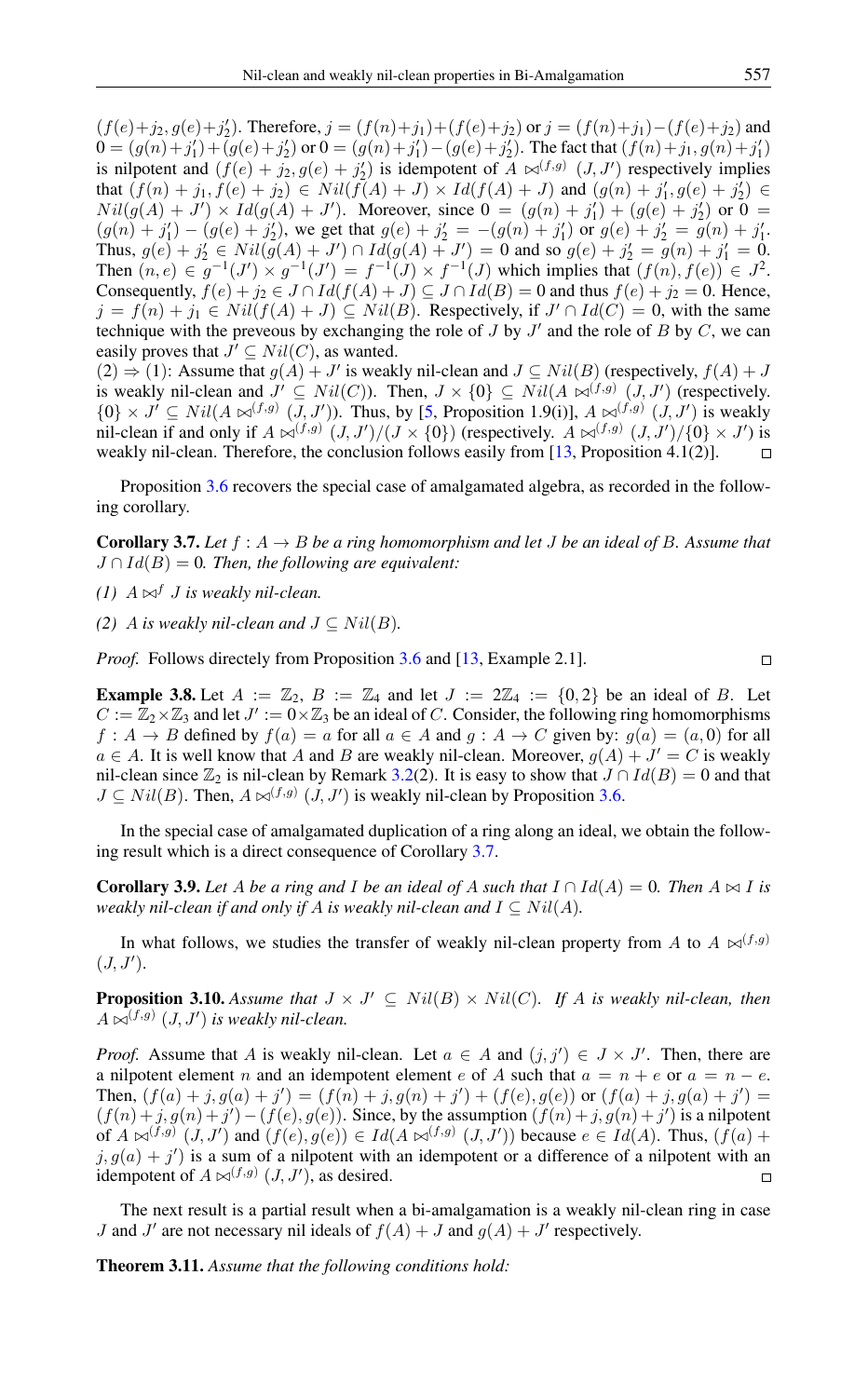$(f(e)+j_2, g(e)+j_2')$. Therefore, $j = (f(n)+j_1)+(f(e)+j_2)$ or $j = (f(n)+j_1)-(f(e)+j_2)$ and $0 = (g(n)+j_1')+(g(e)+j_2')$ or $0 = (g(n)+j_1')-(g(e)+j_2')$. The fact that $(f(n)+j_1, g(n)+j_1')$ is nilpotent and $(f(e)+j_2, g(e)+j_2')$ is idempotent of $A \bowtie^{(f,g)} (J,J')$ respectively implies that $(f(n)+j_1, f(e)+j_2) \in Nil(f(A)+J) \times Id(f(A)+J)$ and $(g(n)+j_1', g(e)+j_2') \in Nil(g(A)+J') \times Id(g(A)+J')$. Moreover, since $0 = (g(n)+j_1')+(g(e)+j_2')$ or $0 = (g(n)+j_1')-(g(e)+j_2')$, we get that $g(e)+j_2' = -(g(n)+j_1')$ or $g(e)+j_2' = g(n)+j_1'$. Thus, $g(e)+j_2' \in Nil(g(A)+J') \cap Id(g(A)+J') = 0$ and so $g(e)+j_2' = g(n)+j_1' = 0$. Then $(n,e) \in g^{-1}(J') \times g^{-1}(J') = f^{-1}(J) \times f^{-1}(J)$ which implies that $(f(n), f(e)) \in J^2$. Consequently, $f(e)+j_2 \in J \cap Id(f(A)+J) \subseteq J \cap Id(B) = 0$ and thus $f(e)+j_2 = 0$. Hence, $j = f(n)+j_1 \in Nil(f(A)+J) \subseteq Nil(B)$. Respectively, if $J' \cap Id(C) = 0$, with the same technique with the preveous by exchanging the role of $J$ by $J'$ and the role of $B$ by $C$, we can easily proves that $J' \subseteq Nil(C)$, as wanted.

$(2) \Rightarrow (1)$: Assume that $g(A)+J'$ is weakly nil-clean and $J \subseteq Nil(B)$ (respectively, $f(A)+J$ is weakly nil-clean and $J' \subseteq Nil(C)$). Then, $J \times \{0\} \subseteq Nil(A \bowtie^{(f,g)} (J,J')$ (respectively. $\{0\} \times J' \subseteq Nil(A \bowtie^{(f,g)} (J,J'))$. Thus, by [5, Proposition 1.9(i)], $A \bowtie^{(f,g)} (J,J')$ is weakly nil-clean if and only if $A \bowtie^{(f,g)} (J,J')/(J \times \{0\})$ (respectively. $A \bowtie^{(f,g)} (J,J')/\{0\} \times J')$ is weakly nil-clean. Therefore, the conclusion follows easily from [13, Proposition 4.1(2)]. □

Proposition 3.6 recovers the special case of amalgamated algebra, as recorded in the following corollary.

**Corollary 3.7.** *Let $f : A \to B$ be a ring homomorphism and let $J$ be an ideal of $B$. Assume that $J \cap Id(B) = 0$. Then, the following are equivalent:*

*(1) $A \bowtie^f J$ is weakly nil-clean.*

*(2) $A$ is weakly nil-clean and $J \subseteq Nil(B)$.*

*Proof.* Follows directly from Proposition 3.6 and [13, Example 2.1]. □

**Example 3.8.** Let $A := \mathbb{Z}_2$, $B := \mathbb{Z}_4$ and let $J := 2\mathbb{Z}_4 := \{0, 2\}$ be an ideal of $B$. Let $C := \mathbb{Z}_2 \times \mathbb{Z}_3$ and let $J' := 0 \times \mathbb{Z}_3$ be an ideal of $C$. Consider, the following ring homomorphisms $f : A \to B$ defined by $f(a) = a$ for all $a \in A$ and $g : A \to C$ given by: $g(a) = (a, 0)$ for all $a \in A$. It is well know that $A$ and $B$ are weakly nil-clean. Moreover, $g(A)+J' = C$ is weakly nil-clean since $\mathbb{Z}_2$ is nil-clean by Remark 3.2(2). It is easy to show that $J \cap Id(B) = 0$ and that $J \subseteq Nil(B)$. Then, $A \bowtie^{(f,g)} (J,J')$ is weakly nil-clean by Proposition 3.6.

In the special case of amalgamated duplication of a ring along an ideal, we obtain the following result which is a direct consequence of Corollary 3.7.

**Corollary 3.9.** *Let $A$ be a ring and $I$ be an ideal of $A$ such that $I \cap Id(A) = 0$. Then $A \bowtie I$ is weakly nil-clean if and only if $A$ is weakly nil-clean and $I \subseteq Nil(A)$.*

In what follows, we studies the transfer of weakly nil-clean property from $A$ to $A \bowtie^{(f,g)} (J,J')$.

**Proposition 3.10.** *Assume that $J \times J' \subseteq Nil(B) \times Nil(C)$. If $A$ is weakly nil-clean, then $A \bowtie^{(f,g)} (J,J')$ is weakly nil-clean.*

*Proof.* Assume that $A$ is weakly nil-clean. Let $a \in A$ and $(j,j') \in J \times J'$. Then, there are a nilpotent element $n$ and an idempotent element $e$ of $A$ such that $a = n+e$ or $a = n-e$. Then, $(f(a)+j, g(a)+j') = (f(n)+j, g(n)+j') + (f(e), g(e))$ or $(f(a)+j, g(a)+j') = (f(n)+j, g(n)+j') - (f(e), g(e))$. Since, by the assumption $(f(n)+j, g(n)+j')$ is a nilpotent of $A \bowtie^{(f,g)} (J,J')$ and $(f(e), g(e)) \in Id(A \bowtie^{(f,g)} (J,J'))$ because $e \in Id(A)$. Thus, $(f(a)+j, g(a)+j')$ is a sum of a nilpotent with an idempotent or a difference of a nilpotent with an idempotent of $A \bowtie^{(f,g)} (J,J')$, as desired. □

The next result is a partial result when a bi-amalgamation is a weakly nil-clean ring in case $J$ and $J'$ are not necessary nil ideals of $f(A)+J$ and $g(A)+J'$ respectively.

**Theorem 3.11.** *Assume that the following conditions hold:*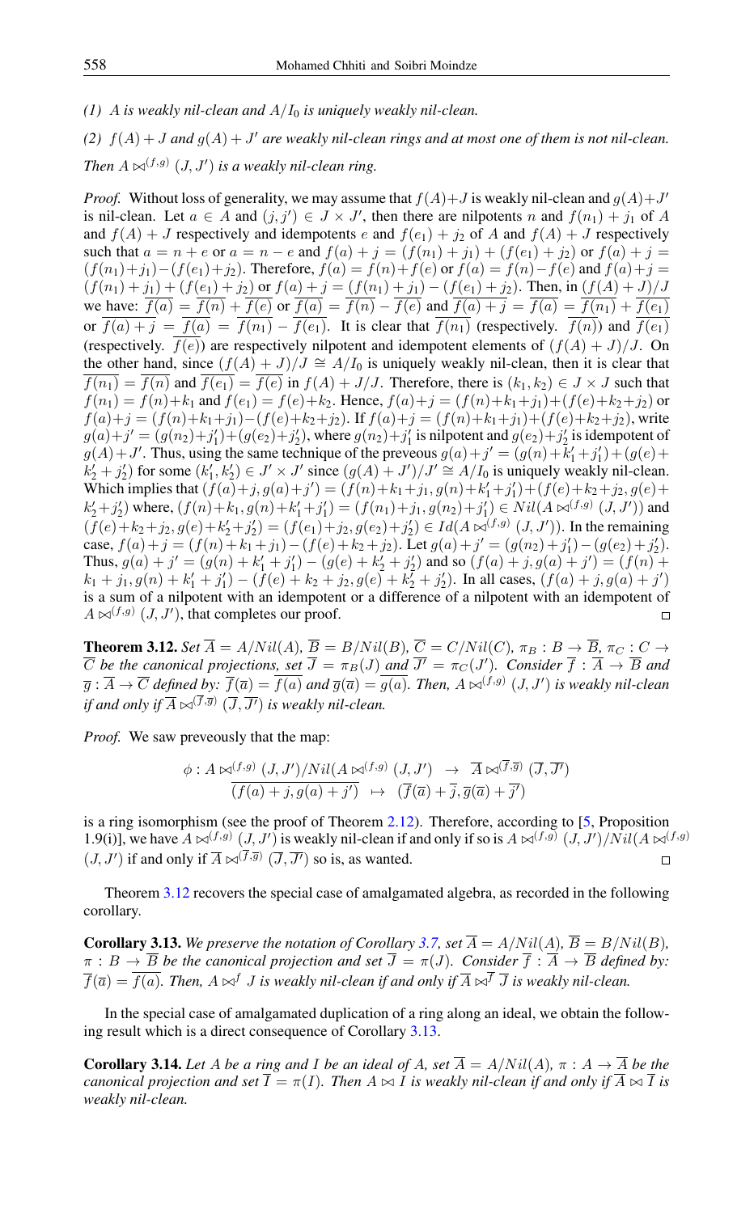*(1) $A$ is weakly nil-clean and $A/I_0$ is uniquely weakly nil-clean.*

*(2) $f(A)+J$ and $g(A)+J'$ are weakly nil-clean rings and at most one of them is not nil-clean.*

*Then $A \bowtie^{(f,g)} (J,J')$ is a weakly nil-clean ring.*

*Proof.* Without loss of generality, we may assume that $f(A)+J$ is weakly nil-clean and $g(A)+J'$ is nil-clean. Let $a \in A$ and $(j,j') \in J \times J'$, then there are nilpotents $n$ and $f(n_1)+j_1$ of $A$ and $f(A)+J$ respectively and idempotents $e$ and $f(e_1)+j_2$ of $A$ and $f(A)+J$ respectively such that $a = n+e$ or $a = n-e$ and $f(a)+j = (f(n_1)+j_1)+(f(e_1)+j_2)$ or $f(a)+j = (f(n_1)+j_1)-(f(e_1)+j_2)$. Therefore, $f(a) = f(n)+f(e)$ or $f(a) = f(n)-f(e)$ and $f(a)+j = (f(n_1)+j_1)+(f(e_1)+j_2)$ or $f(a)+j = (f(n_1)+j_1)-(f(e_1)+j_2)$. Then, in $(f(A)+J)/J$ we have: $\overline{f(a)} = \overline{f(n)}+\overline{f(e)}$ or $\overline{f(a)} = \overline{f(n)}-\overline{f(e)}$ and $\overline{f(a)+j} = \overline{f(a)} = \overline{f(n_1)}+\overline{f(e_1)}$ or $\overline{f(a)+j} = \overline{f(a)} = \overline{f(n_1)}-\overline{f(e_1)}$. It is clear that $\overline{f(n_1)}$ (respectively. $\overline{f(n)}$) and $\overline{f(e_1)}$ (respectively. $\overline{f(e)}$) are respectively nilpotent and idempotent elements of $(f(A)+J)/J$. On the other hand, since $(f(A)+J)/J \cong A/I_0$ is uniquely weakly nil-clean, then it is clear that $\overline{f(n_1)} = \overline{f(n)}$ and $\overline{f(e_1)} = \overline{f(e)}$ in $f(A)+J/J$. Therefore, there is $(k_1,k_2) \in J \times J$ such that $f(n_1) = f(n)+k_1$ and $f(e_1) = f(e)+k_2$. Hence, $f(a)+j = (f(n)+k_1+j_1)+(f(e)+k_2+j_2)$ or $f(a)+j = (f(n)+k_1+j_1)-(f(e)+k_2+j_2)$. If $f(a)+j = (f(n)+k_1+j_1)+(f(e)+k_2+j_2)$, write $g(a)+j' = (g(n_2)+j'_1)+(g(e_2)+j'_2)$, where $g(n_2)+j'_1$ is nilpotent and $g(e_2)+j'_2$ is idempotent of $g(A)+J'$. Thus, using the same technique of the preveous $g(a)+j' = (g(n)+k'_1+j'_1)+(g(e)+k'_2+j'_2)$ for some $(k'_1,k'_2) \in J' \times J'$ since $(g(A)+J')/J' \cong A/I_0$ is uniquely weakly nil-clean. Which implies that $(f(a)+j, g(a)+j') = (f(n)+k_1+j_1, g(n)+k'_1+j'_1)+(f(e)+k_2+j_2, g(e)+k'_2+j'_2)$ where, $(f(n)+k_1, g(n)+k'_1+j'_1) = (f(n_1)+j_1, g(n_2)+j'_1) \in Nil(A \bowtie^{(f,g)} (J,J'))$ and $(f(e)+k_2+j_2, g(e)+k'_2+j'_2) = (f(e_1)+j_2, g(e_2)+j'_2) \in Id(A \bowtie^{(f,g)} (J,J'))$. In the remaining case, $f(a)+j = (f(n)+k_1+j_1)-(f(e)+k_2+j_2)$. Let $g(a)+j' = (g(n_2)+j'_1)-(g(e_2)+j'_2)$. Thus, $g(a)+j' = (g(n)+k'_1+j'_1)-(g(e)+k'_2+j'_2)$ and so $(f(a)+j, g(a)+j') = (f(n)+k_1+j_1, g(n)+k'_1+j'_1)-(f(e)+k_2+j_2, g(e)+k'_2+j'_2)$. In all cases, $(f(a)+j, g(a)+j')$ is a sum of a nilpotent with an idempotent or a difference of a nilpotent with an idempotent of $A \bowtie^{(f,g)} (J,J')$, that completes our proof. $\square$

**Theorem 3.12.** *Set $\overline{A} = A/Nil(A)$, $\overline{B} = B/Nil(B)$, $\overline{C} = C/Nil(C)$, $\pi_B : B \to \overline{B}$, $\pi_C : C \to \overline{C}$ be the canonical projections, set $\overline{J} = \pi_B(J)$ and $\overline{J'} = \pi_C(J')$. Consider $\overline{f} : \overline{A} \to \overline{B}$ and $\overline{g} : \overline{A} \to \overline{C}$ defined by: $\overline{f}(\overline{a}) = \overline{f(a)}$ and $\overline{g}(\overline{a}) = \overline{g(a)}$. Then, $A \bowtie^{(f,g)} (J,J')$ is weakly nil-clean if and only if $\overline{A} \bowtie^{(\overline{f},\overline{g})} (\overline{J},\overline{J'})$ is weakly nil-clean.*

*Proof.* We saw preveously that the map:

$$\begin{aligned} \phi : A \bowtie^{(f,g)} (J,J')/Nil(A \bowtie^{(f,g)} (J,J')) &\rightarrow \overline{A} \bowtie^{(\overline{f},\overline{g})} (\overline{J},\overline{J'}) \\ \overline{(f(a)+j, g(a)+j')} &\mapsto (\overline{f}(\overline{a})+\overline{j}, \overline{g}(\overline{a})+\overline{j'}) \end{aligned}$$

is a ring isomorphism (see the proof of Theorem 2.12). Therefore, according to [5, Proposition 1.9(i)], we have $A \bowtie^{(f,g)} (J,J')$ is weakly nil-clean if and only if so is $A \bowtie^{(f,g)} (J,J')/Nil(A \bowtie^{(f,g)} (J,J'))$ if and only if $\overline{A} \bowtie^{(\overline{f},\overline{g})} (\overline{J},\overline{J'})$ so is, as wanted. $\square$

Theorem 3.12 recovers the special case of amalgamated algebra, as recorded in the following corollary.

**Corollary 3.13.** *We preserve the notation of Corollary 3.7, set $\overline{A} = A/Nil(A)$, $\overline{B} = B/Nil(B)$, $\pi : B \to \overline{B}$ be the canonical projection and set $\overline{J} = \pi(J)$. Consider $\overline{f} : \overline{A} \to \overline{B}$ defined by: $\overline{f}(\overline{a}) = \overline{f(a)}$. Then, $A \bowtie^{f} J$ is weakly nil-clean if and only if $\overline{A} \bowtie^{\overline{f}} \overline{J}$ is weakly nil-clean.*

In the special case of amalgamated duplication of a ring along an ideal, we obtain the following result which is a direct consequence of Corollary 3.13.

**Corollary 3.14.** *Let $A$ be a ring and $I$ be an ideal of $A$, set $\overline{A} = A/Nil(A)$, $\pi : A \to \overline{A}$ be the canonical projection and set $\overline{I} = \pi(I)$. Then $A \bowtie I$ is weakly nil-clean if and only if $\overline{A} \bowtie \overline{I}$ is weakly nil-clean.*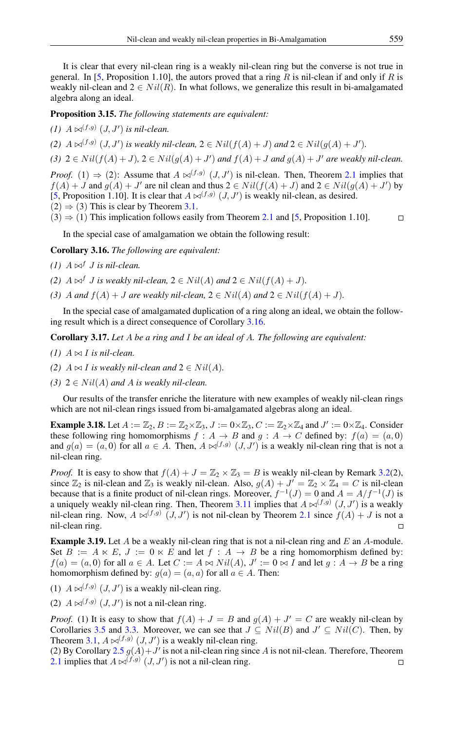It is clear that every nil-clean ring is a weakly nil-clean ring but the converse is not true in general. In [5, Proposition 1.10], the autors proved that a ring $R$ is nil-clean if and only if $R$ is weakly nil-clean and $2 \in Nil(R)$. In what follows, we generalize this result in bi-amalgamated algebra along an ideal.

**Proposition 3.15.** *The following statements are equivalent:*

*(1)* $A \bowtie^{(f,g)} (J, J')$ *is nil-clean.*

*(2)* $A \bowtie^{(f,g)} (J, J')$ *is weakly nil-clean,* $2 \in Nil(f(A) + J)$ *and* $2 \in Nil(g(A) + J')$*.*

*(3)* $2 \in Nil(f(A) + J)$*,* $2 \in Nil(g(A) + J')$ *and* $f(A) + J$ *and* $g(A) + J'$ *are weakly nil-clean.*

*Proof.* (1) ⇒ (2): Assume that $A \bowtie^{(f,g)} (J, J')$ is nil-clean. Then, Theorem 2.1 implies that $f(A) + J$ and $g(A) + J'$ are nil clean and thus $2 \in Nil(f(A) + J)$ and $2 \in Nil(g(A) + J')$ by [5, Proposition 1.10]. It is clear that $A \bowtie^{(f,g)} (J, J')$ is weakly nil-clean, as desired.
(2) ⇒ (3) This is clear by Theorem 3.1.
(3) ⇒ (1) This implication follows easily from Theorem 2.1 and [5, Proposition 1.10]. □

In the special case of amalgamation we obtain the following result:

**Corollary 3.16.** *The following are equivalent:*

*(1)* $A \bowtie^{f} J$ *is nil-clean.*

*(2)* $A \bowtie^{f} J$ *is weakly nil-clean,* $2 \in Nil(A)$ *and* $2 \in Nil(f(A) + J)$*.*

*(3)* $A$ *and* $f(A) + J$ *are weakly nil-clean,* $2 \in Nil(A)$ *and* $2 \in Nil(f(A) + J)$*.*

In the special case of amalgamated duplication of a ring along an ideal, we obtain the following result which is a direct consequence of Corollary 3.16.

**Corollary 3.17.** *Let* $A$ *be a ring and* $I$ *be an ideal of* $A$*. The following are equivalent:*

*(1)* $A \bowtie I$ *is nil-clean.*

*(2)* $A \bowtie I$ *is weakly nil-clean and* $2 \in Nil(A)$*.*

*(3)* $2 \in Nil(A)$ *and* $A$ *is weakly nil-clean.*

Our results of the transfer enrich the literature with new examples of weakly nil-clean rings which are not nil-clean rings issued from bi-amalgamated algebras along an ideal.

**Example 3.18.** Let $A := \mathbb{Z}_2$, $B := \mathbb{Z}_2 \times \mathbb{Z}_3$, $J := 0 \times \mathbb{Z}_3$, $C := \mathbb{Z}_2 \times \mathbb{Z}_4$ and $J' := 0 \times \mathbb{Z}_4$. Consider these following ring homomorphisms $f : A \to B$ and $g : A \to C$ defined by: $f(a) = (a, 0)$ and $g(a) = (a, 0)$ for all $a \in A$. Then, $A \bowtie^{(f,g)} (J, J')$ is a weakly nil-clean ring that is not a nil-clean ring.

*Proof.* It is easy to show that $f(A) + J = \mathbb{Z}_2 \times \mathbb{Z}_3 = B$ is weakly nil-clean by Remark 3.2(2), since $\mathbb{Z}_2$ is nil-clean and $\mathbb{Z}_3$ is weakly nil-clean. Also, $g(A) + J' = \mathbb{Z}_2 \times \mathbb{Z}_4 = C$ is nil-clean because that is a finite product of nil-clean rings. Moreover, $f^{-1}(J) = 0$ and $A = A/f^{-1}(J)$ is a uniquely weakly nil-clean ring. Then, Theorem 3.11 implies that $A \bowtie^{(f,g)} (J, J')$ is a weakly nil-clean ring. Now, $A \bowtie^{(f,g)} (J, J')$ is not nil-clean by Theorem 2.1 since $f(A) + J$ is not a nil-clean ring. □

**Example 3.19.** Let $A$ be a weakly nil-clean ring that is not a nil-clean ring and $E$ an $A$-module. Set $B := A \ltimes E$, $J := 0 \ltimes E$ and let $f : A \to B$ be a ring homomorphism defined by: $f(a) = (a, 0)$ for all $a \in A$. Let $C := A \bowtie Nil(A)$, $J' := 0 \bowtie I$ and let $g : A \to B$ be a ring homomorphism defined by: $g(a) = (a, a)$ for all $a \in A$. Then:

(1) $A \bowtie^{(f,g)} (J, J')$ is a weakly nil-clean ring.

(2) $A \bowtie^{(f,g)} (J, J')$ is not a nil-clean ring.

*Proof.* (1) It is easy to show that $f(A) + J = B$ and $g(A) + J' = C$ are weakly nil-clean by Corollaries 3.5 and 3.3. Moreover, we can see that $J \subseteq Nil(B)$ and $J' \subseteq Nil(C)$. Then, by Theorem 3.1, $A \bowtie^{(f,g)} (J, J')$ is a weakly nil-clean ring.
(2) By Corollary 2.5 $g(A) + J'$ is not a nil-clean ring since $A$ is not nil-clean. Therefore, Theorem 2.1 implies that $A \bowtie^{(f,g)} (J, J')$ is not a nil-clean ring. □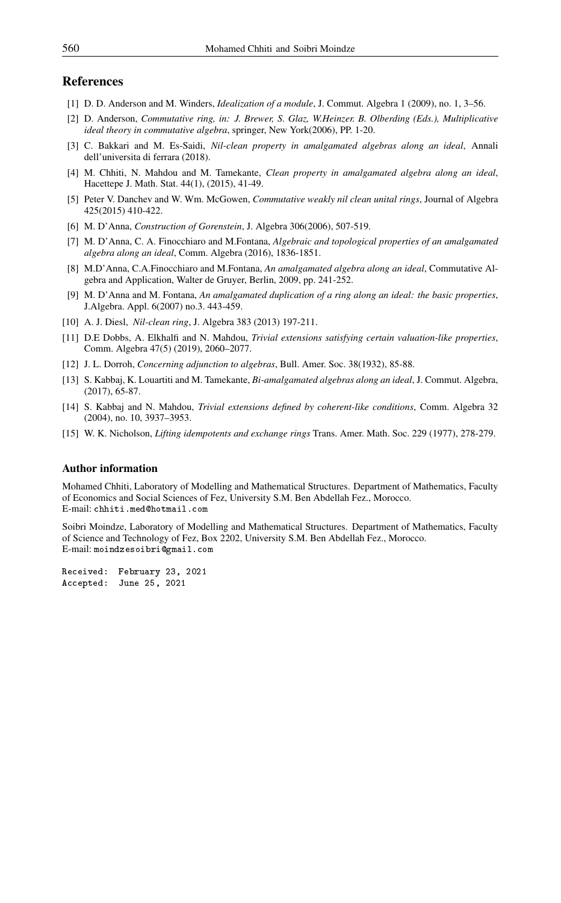## References

[1] D. D. Anderson and M. Winders, *Idealization of a module*, J. Commut. Algebra 1 (2009), no. 1, 3–56.

[2] D. Anderson, *Commutative ring, in: J. Brewer, S. Glaz, W.Heinzer. B. Olberding (Eds.), Multiplicative ideal theory in commutative algebra*, springer, New York(2006), PP. 1-20.

[3] C. Bakkari and M. Es-Saidi, *Nil-clean property in amalgamated algebras along an ideal*, Annali dell'universita di ferrara (2018).

[4] M. Chhiti, N. Mahdou and M. Tamekante, *Clean property in amalgamated algebra along an ideal*, Hacettepe J. Math. Stat. 44(1), (2015), 41-49.

[5] Peter V. Danchev and W. Wm. McGowen, *Commutative weakly nil clean unital rings*, Journal of Algebra 425(2015) 410-422.

[6] M. D'Anna, *Construction of Gorenstein*, J. Algebra 306(2006), 507-519.

[7] M. D'Anna, C. A. Finocchiaro and M.Fontana, *Algebraic and topological properties of an amalgamated algebra along an ideal*, Comm. Algebra (2016), 1836-1851.

[8] M.D'Anna, C.A.Finocchiaro and M.Fontana, *An amalgamated algebra along an ideal*, Commutative Algebra and Application, Walter de Gruyer, Berlin, 2009, pp. 241-252.

[9] M. D'Anna and M. Fontana, *An amalgamated duplication of a ring along an ideal: the basic properties*, J.Algebra. Appl. 6(2007) no.3. 443-459.

[10] A. J. Diesl, *Nil-clean ring*, J. Algebra 383 (2013) 197-211.

[11] D.E Dobbs, A. Elkhalfi and N. Mahdou, *Trivial extensions satisfying certain valuation-like properties*, Comm. Algebra 47(5) (2019), 2060–2077.

[12] J. L. Dorroh, *Concerning adjunction to algebras*, Bull. Amer. Soc. 38(1932), 85-88.

[13] S. Kabbaj, K. Louartiti and M. Tamekante, *Bi-amalgamated algebras along an ideal*, J. Commut. Algebra, (2017), 65-87.

[14] S. Kabbaj and N. Mahdou, *Trivial extensions defined by coherent-like conditions*, Comm. Algebra 32 (2004), no. 10, 3937–3953.

[15] W. K. Nicholson, *Lifting idempotents and exchange rings* Trans. Amer. Math. Soc. 229 (1977), 278-279.

### Author information

Mohamed Chhiti, Laboratory of Modelling and Mathematical Structures. Department of Mathematics, Faculty of Economics and Social Sciences of Fez, University S.M. Ben Abdellah Fez., Morocco.
E-mail: chhiti.med@hotmail.com

Soibri Moindze, Laboratory of Modelling and Mathematical Structures. Department of Mathematics, Faculty of Science and Technology of Fez, Box 2202, University S.M. Ben Abdellah Fez., Morocco.
E-mail: moindzesoibri@gmail.com

Received: February 23, 2021
Accepted: June 25, 2021